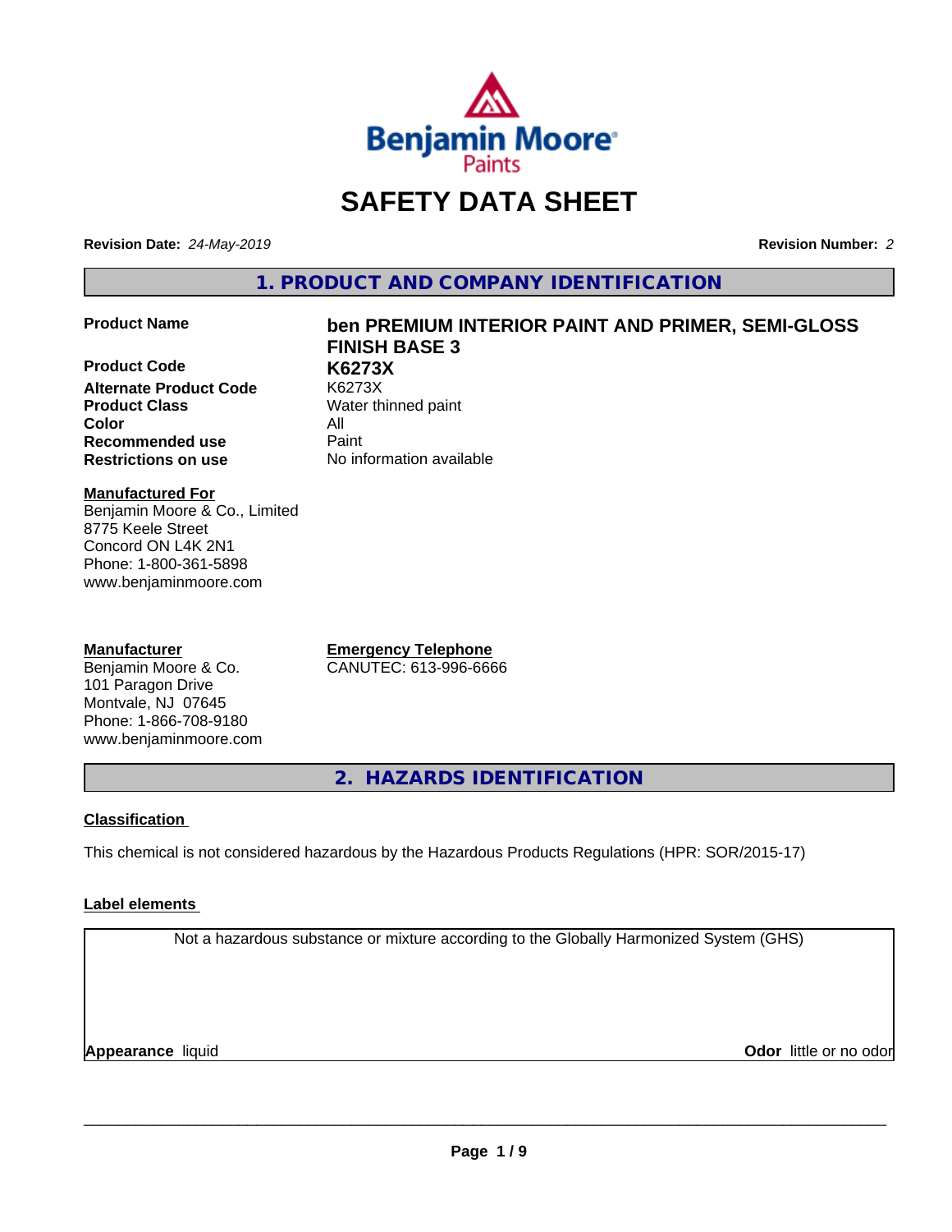# SAFETY DATA SHEET

**Revision Date:** *24-May-2019*

**Revision Number:** *2*

## 1. PRODUCT AND COMPANY IDENTIFICATION

| | |
|---|---|
| **Product Name** | **ben PREMIUM INTERIOR PAINT AND PRIMER, SEMI-GLOSS FINISH BASE 3** |
| **Product Code** | **K6273X** |
| **Alternate Product Code** | K6273X |
| **Product Class** | Water thinned paint |
| **Color** | All |
| **Recommended use** | Paint |
| **Restrictions on use** | No information available |

**Manufactured For**
Benjamin Moore & Co., Limited
8775 Keele Street
Concord ON L4K 2N1
Phone: 1-800-361-5898
www.benjaminmoore.com

**Manufacturer**
Benjamin Moore & Co.
101 Paragon Drive
Montvale, NJ 07645
Phone: 1-866-708-9180
www.benjaminmoore.com

**Emergency Telephone**
CANUTEC: 613-996-6666

## 2. HAZARDS IDENTIFICATION

**Classification**

This chemical is not considered hazardous by the Hazardous Products Regulations (HPR: SOR/2015-17)

**Label elements**

Not a hazardous substance or mixture according to the Globally Harmonized System (GHS)

**Appearance** liquid

**Odor** little or no odor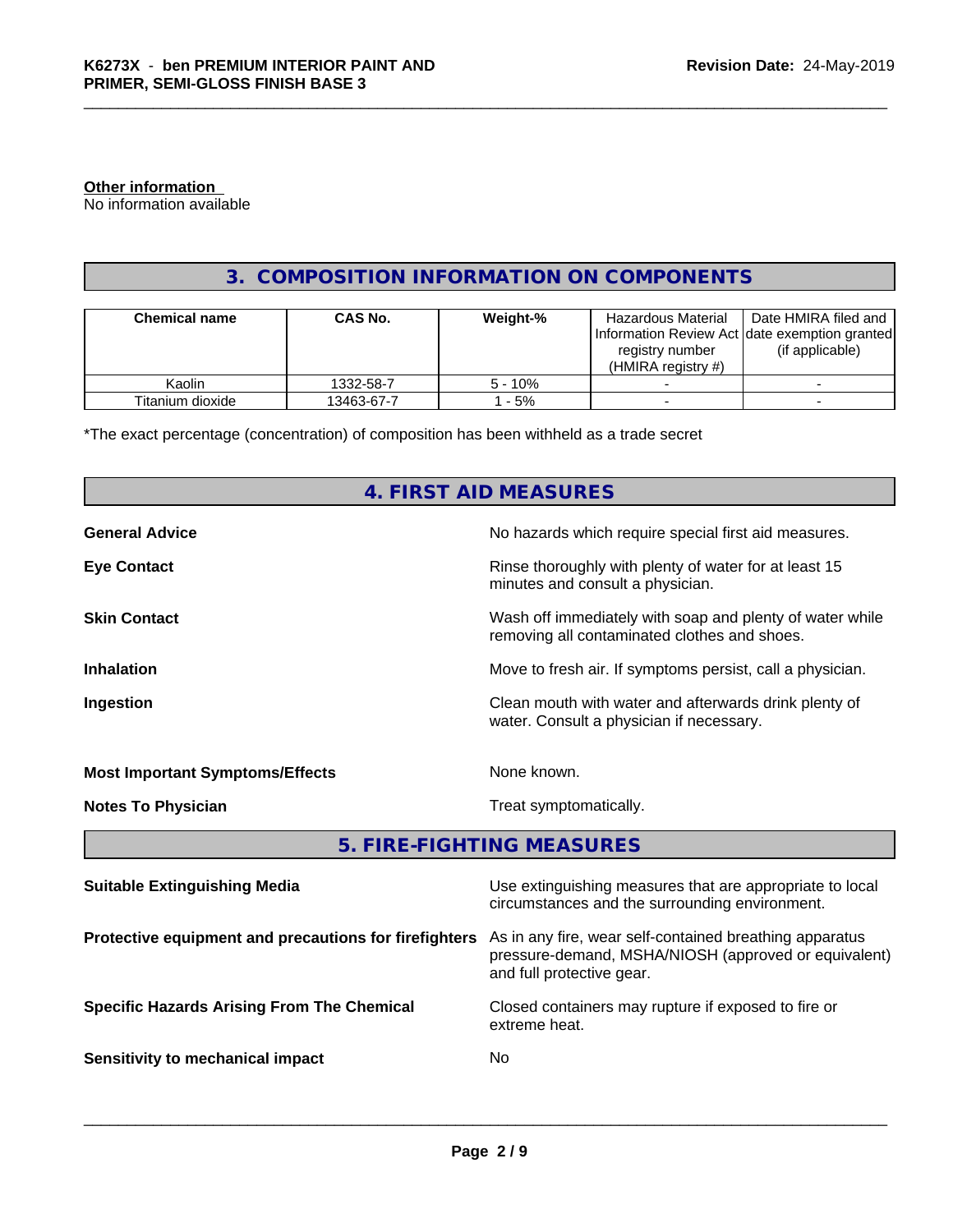**Other information**
No information available

## 3. COMPOSITION INFORMATION ON COMPONENTS

| Chemical name | CAS No. | Weight-% | Hazardous Material Information Review Act registry number (HMIRA registry #) | Date HMIRA filed and date exemption granted (if applicable) |
|---|---|---|---|---|
| Kaolin | 1332-58-7 | 5 - 10% | - | - |
| Titanium dioxide | 13463-67-7 | 1 - 5% | - | - |

*The exact percentage (concentration) of composition has been withheld as a trade secret

## 4. FIRST AID MEASURES

**General Advice**
No hazards which require special first aid measures.

**Eye Contact**
Rinse thoroughly with plenty of water for at least 15 minutes and consult a physician.

**Skin Contact**
Wash off immediately with soap and plenty of water while removing all contaminated clothes and shoes.

**Inhalation**
Move to fresh air. If symptoms persist, call a physician.

**Ingestion**
Clean mouth with water and afterwards drink plenty of water. Consult a physician if necessary.

**Most Important Symptoms/Effects**
None known.

**Notes To Physician**
Treat symptomatically.

## 5. FIRE-FIGHTING MEASURES

**Suitable Extinguishing Media**
Use extinguishing measures that are appropriate to local circumstances and the surrounding environment.

**Protective equipment and precautions for firefighters**
As in any fire, wear self-contained breathing apparatus pressure-demand, MSHA/NIOSH (approved or equivalent) and full protective gear.

**Specific Hazards Arising From The Chemical**
Closed containers may rupture if exposed to fire or extreme heat.

**Sensitivity to mechanical impact**
No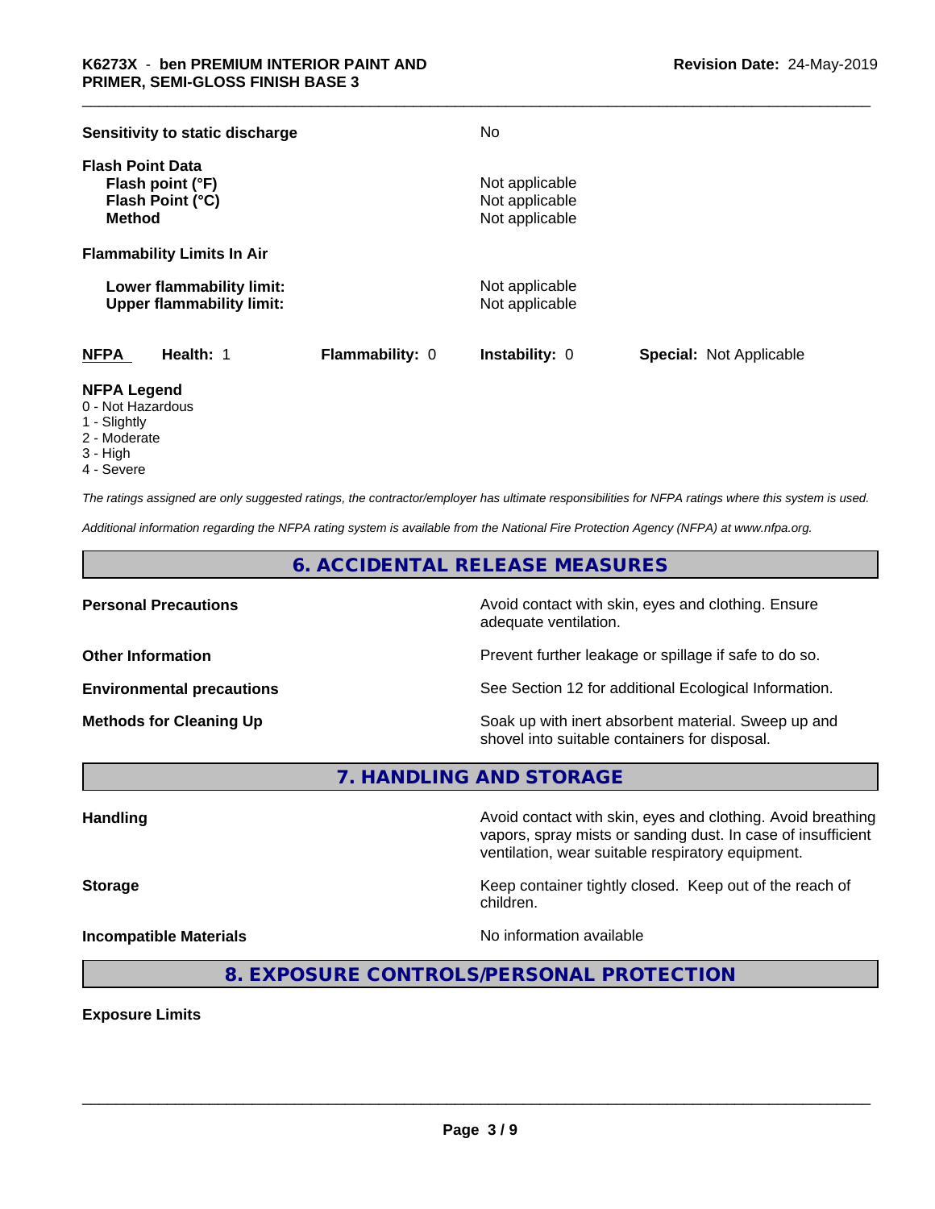**Sensitivity to static discharge** No

**Flash Point Data**

| | |
|---|---|
| **Flash point (°F)** | Not applicable |
| **Flash Point (°C)** | Not applicable |
| **Method** | Not applicable |

**Flammability Limits In Air**

| | |
|---|---|
| **Lower flammability limit:** | Not applicable |
| **Upper flammability limit:** | Not applicable |

| **NFPA** | **Health:** 1 | **Flammability:** 0 | **Instability:** 0 | **Special:** Not Applicable |
|---|---|---|---|---|

**NFPA Legend**
- 0 - Not Hazardous
- 1 - Slightly
- 2 - Moderate
- 3 - High
- 4 - Severe

*The ratings assigned are only suggested ratings, the contractor/employer has ultimate responsibilities for NFPA ratings where this system is used.*

*Additional information regarding the NFPA rating system is available from the National Fire Protection Agency (NFPA) at www.nfpa.org.*

## 6. ACCIDENTAL RELEASE MEASURES

| | |
|---|---|
| **Personal Precautions** | Avoid contact with skin, eyes and clothing. Ensure adequate ventilation. |
| **Other Information** | Prevent further leakage or spillage if safe to do so. |
| **Environmental precautions** | See Section 12 for additional Ecological Information. |
| **Methods for Cleaning Up** | Soak up with inert absorbent material. Sweep up and shovel into suitable containers for disposal. |

## 7. HANDLING AND STORAGE

| | |
|---|---|
| **Handling** | Avoid contact with skin, eyes and clothing. Avoid breathing vapors, spray mists or sanding dust. In case of insufficient ventilation, wear suitable respiratory equipment. |
| **Storage** | Keep container tightly closed. Keep out of the reach of children. |
| **Incompatible Materials** | No information available |

## 8. EXPOSURE CONTROLS/PERSONAL PROTECTION

**Exposure Limits**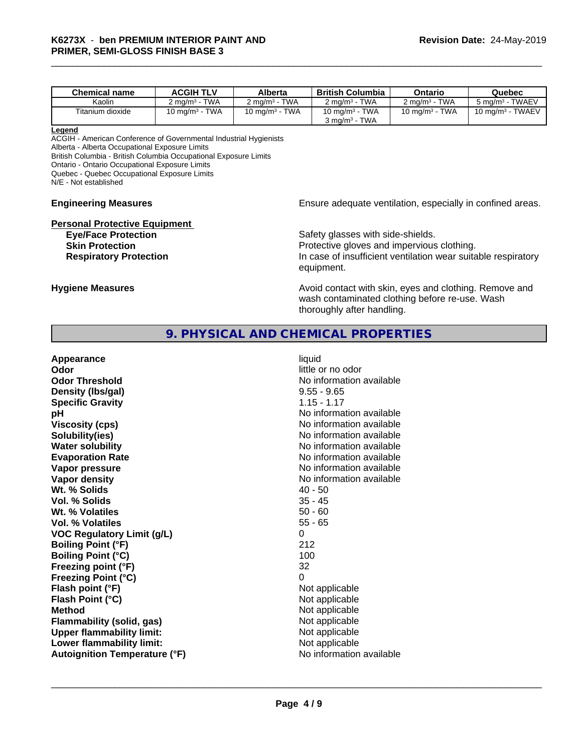| Chemical name | ACGIH TLV | Alberta | British Columbia | Ontario | Quebec |
|---|---|---|---|---|---|
| Kaolin | 2 mg/m³ - TWA | 2 mg/m³ - TWA | 2 mg/m³ - TWA | 2 mg/m³ - TWA | 5 mg/m³ - TWAEV |
| Titanium dioxide | 10 mg/m³ - TWA | 10 mg/m³ - TWA | 10 mg/m³ - TWA<br>3 mg/m³ - TWA | 10 mg/m³ - TWA | 10 mg/m³ - TWAEV |

**Legend**

ACGIH - American Conference of Governmental Industrial Hygienists
Alberta - Alberta Occupational Exposure Limits
British Columbia - British Columbia Occupational Exposure Limits
Ontario - Ontario Occupational Exposure Limits
Quebec - Quebec Occupational Exposure Limits
N/E - Not established

**Engineering Measures** Ensure adequate ventilation, especially in confined areas.

**Personal Protective Equipment**

**Eye/Face Protection** Safety glasses with side-shields.

**Skin Protection** Protective gloves and impervious clothing.

**Respiratory Protection** In case of insufficient ventilation wear suitable respiratory equipment.

**Hygiene Measures** Avoid contact with skin, eyes and clothing. Remove and wash contaminated clothing before re-use. Wash thoroughly after handling.

## 9. PHYSICAL AND CHEMICAL PROPERTIES

| | |
|---|---|
| **Appearance** | liquid |
| **Odor** | little or no odor |
| **Odor Threshold** | No information available |
| **Density (lbs/gal)** | 9.55 - 9.65 |
| **Specific Gravity** | 1.15 - 1.17 |
| **pH** | No information available |
| **Viscosity (cps)** | No information available |
| **Solubility(ies)** | No information available |
| **Water solubility** | No information available |
| **Evaporation Rate** | No information available |
| **Vapor pressure** | No information available |
| **Vapor density** | No information available |
| **Wt. % Solids** | 40 - 50 |
| **Vol. % Solids** | 35 - 45 |
| **Wt. % Volatiles** | 50 - 60 |
| **Vol. % Volatiles** | 55 - 65 |
| **VOC Regulatory Limit (g/L)** | 0 |
| **Boiling Point (°F)** | 212 |
| **Boiling Point (°C)** | 100 |
| **Freezing point (°F)** | 32 |
| **Freezing Point (°C)** | 0 |
| **Flash point (°F)** | Not applicable |
| **Flash Point (°C)** | Not applicable |
| **Method** | Not applicable |
| **Flammability (solid, gas)** | Not applicable |
| **Upper flammability limit:** | Not applicable |
| **Lower flammability limit:** | Not applicable |
| **Autoignition Temperature (°F)** | No information available |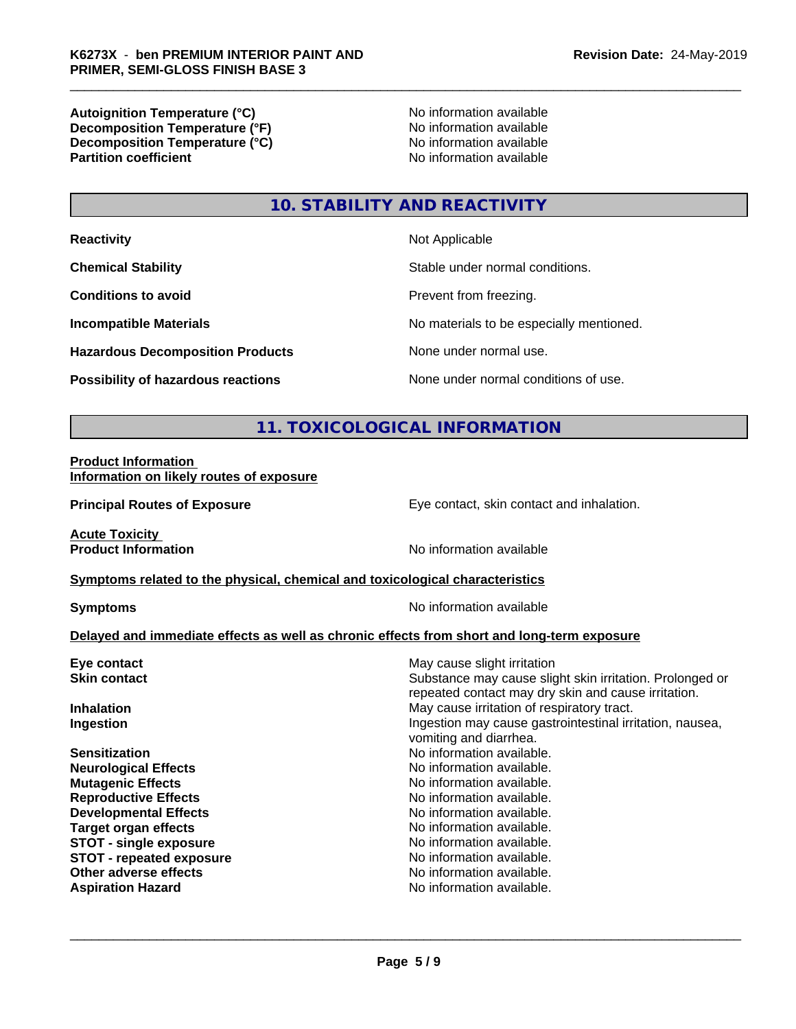| | |
|---|---|
| **Autoignition Temperature (°C)** | No information available |
| **Decomposition Temperature (°F)** | No information available |
| **Decomposition Temperature (°C)** | No information available |
| **Partition coefficient** | No information available |

## 10. STABILITY AND REACTIVITY

| | |
|---|---|
| **Reactivity** | Not Applicable |
| **Chemical Stability** | Stable under normal conditions. |
| **Conditions to avoid** | Prevent from freezing. |
| **Incompatible Materials** | No materials to be especially mentioned. |
| **Hazardous Decomposition Products** | None under normal use. |
| **Possibility of hazardous reactions** | None under normal conditions of use. |

## 11. TOXICOLOGICAL INFORMATION

**Product Information**

**Information on likely routes of exposure**

| | |
|---|---|
| **Principal Routes of Exposure** | Eye contact, skin contact and inhalation. |

**Acute Toxicity**

| | |
|---|---|
| **Product Information** | No information available |

**Symptoms related to the physical, chemical and toxicological characteristics**

| | |
|---|---|
| **Symptoms** | No information available |

**Delayed and immediate effects as well as chronic effects from short and long-term exposure**

| | |
|---|---|
| **Eye contact** | May cause slight irritation |
| **Skin contact** | Substance may cause slight skin irritation. Prolonged or repeated contact may dry skin and cause irritation. |
| **Inhalation** | May cause irritation of respiratory tract. |
| **Ingestion** | Ingestion may cause gastrointestinal irritation, nausea, vomiting and diarrhea. |
| **Sensitization** | No information available. |
| **Neurological Effects** | No information available. |
| **Mutagenic Effects** | No information available. |
| **Reproductive Effects** | No information available. |
| **Developmental Effects** | No information available. |
| **Target organ effects** | No information available. |
| **STOT - single exposure** | No information available. |
| **STOT - repeated exposure** | No information available. |
| **Other adverse effects** | No information available. |
| **Aspiration Hazard** | No information available. |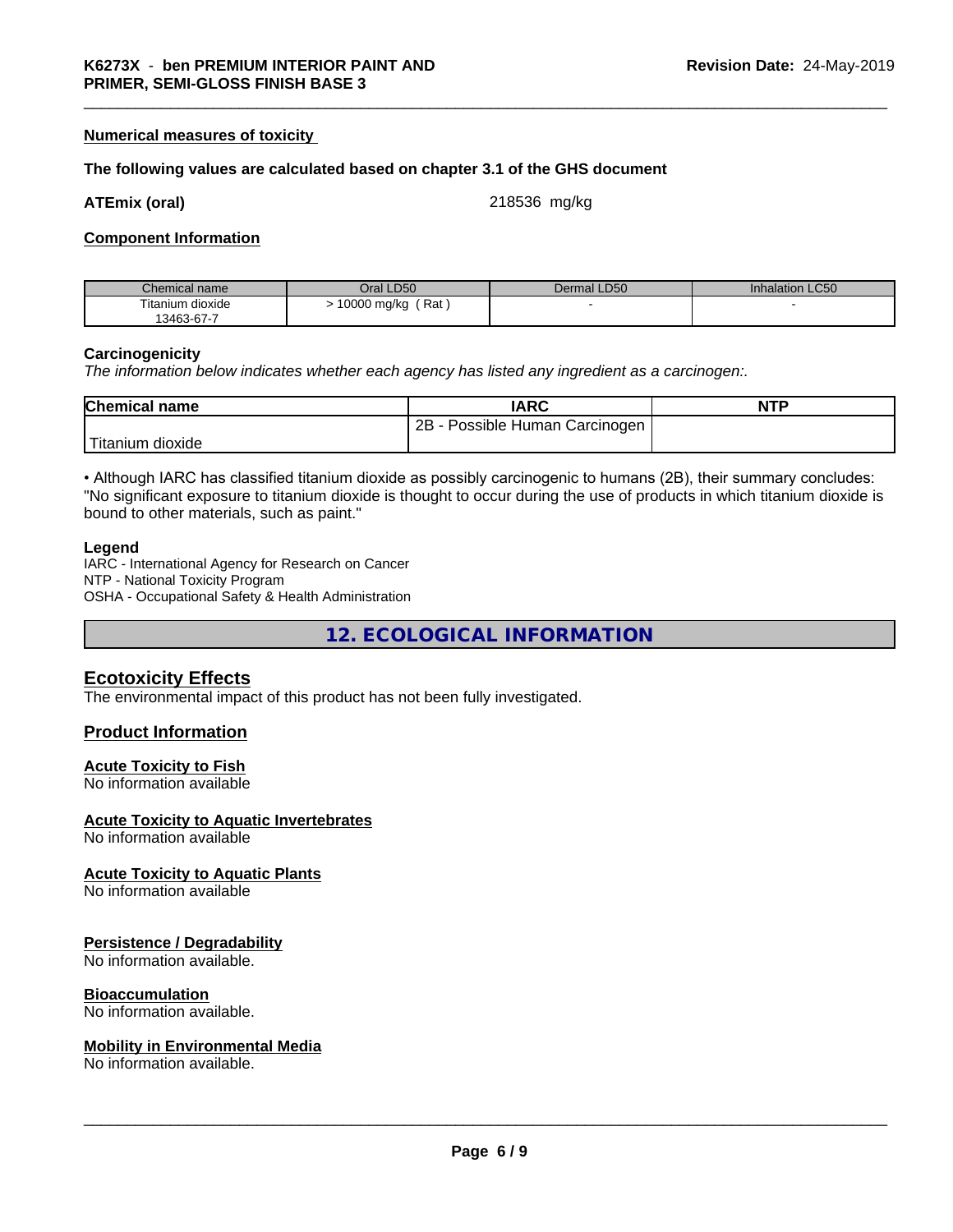**Numerical measures of toxicity**

**The following values are calculated based on chapter 3.1 of the GHS document**

**ATEmix (oral)** 218536 mg/kg

**Component Information**

| Chemical name | Oral LD50 | Dermal LD50 | Inhalation LC50 |
|---|---|---|---|
| Titanium dioxide 13463-67-7 | > 10000 mg/kg ( Rat ) | - | - |

**Carcinogenicity**

*The information below indicates whether each agency has listed any ingredient as a carcinogen:.*

| Chemical name | IARC | NTP |
|---|---|---|
| Titanium dioxide | 2B - Possible Human Carcinogen | |

• Although IARC has classified titanium dioxide as possibly carcinogenic to humans (2B), their summary concludes: "No significant exposure to titanium dioxide is thought to occur during the use of products in which titanium dioxide is bound to other materials, such as paint."

**Legend**

IARC - International Agency for Research on Cancer
NTP - National Toxicity Program
OSHA - Occupational Safety & Health Administration

## 12. ECOLOGICAL INFORMATION

### Ecotoxicity Effects

The environmental impact of this product has not been fully investigated.

### Product Information

**Acute Toxicity to Fish**
No information available

**Acute Toxicity to Aquatic Invertebrates**
No information available

**Acute Toxicity to Aquatic Plants**
No information available

**Persistence / Degradability**
No information available.

**Bioaccumulation**
No information available.

**Mobility in Environmental Media**
No information available.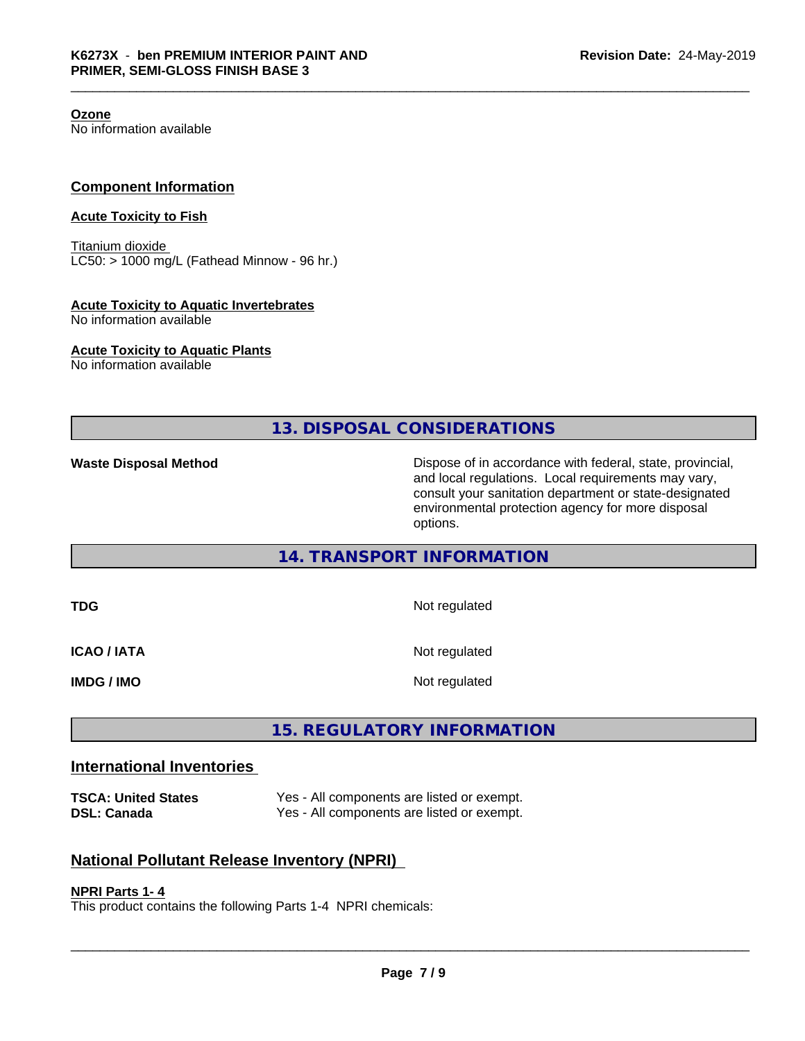**Ozone**
No information available

## Component Information

**Acute Toxicity to Fish**

Titanium dioxide
LC50: > 1000 mg/L (Fathead Minnow - 96 hr.)

**Acute Toxicity to Aquatic Invertebrates**
No information available

**Acute Toxicity to Aquatic Plants**
No information available

## 13. DISPOSAL CONSIDERATIONS

**Waste Disposal Method** Dispose of in accordance with federal, state, provincial, and local regulations. Local requirements may vary, consult your sanitation department or state-designated environmental protection agency for more disposal options.

## 14. TRANSPORT INFORMATION

| | |
|---|---|
| **TDG** | Not regulated |
| **ICAO / IATA** | Not regulated |
| **IMDG / IMO** | Not regulated |

## 15. REGULATORY INFORMATION

### International Inventories

| | |
|---|---|
| **TSCA: United States** | Yes - All components are listed or exempt. |
| **DSL: Canada** | Yes - All components are listed or exempt. |

### National Pollutant Release Inventory (NPRI)

**NPRI Parts 1- 4**
This product contains the following Parts 1-4 NPRI chemicals: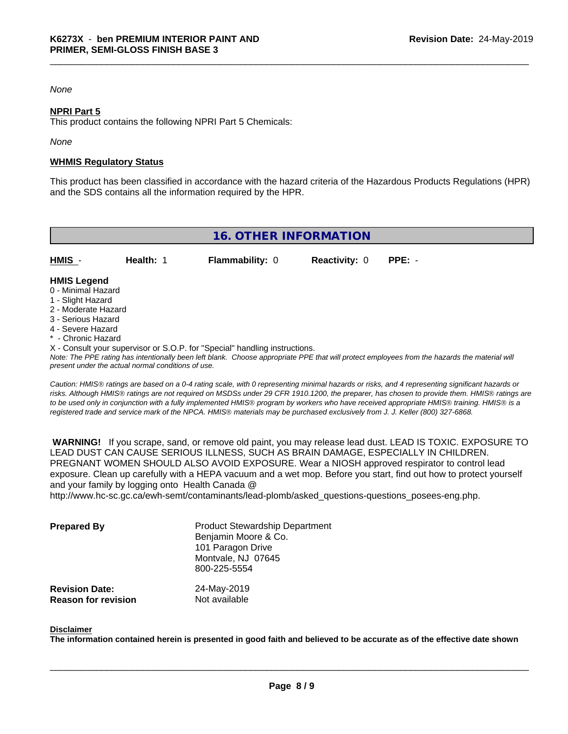*None*

**NPRI Part 5**

This product contains the following NPRI Part 5 Chemicals:

*None*

**WHMIS Regulatory Status**

This product has been classified in accordance with the hazard criteria of the Hazardous Products Regulations (HPR) and the SDS contains all the information required by the HPR.

## 16. OTHER INFORMATION

| **HMIS** - | **Health:** 1 | **Flammability:** 0 | **Reactivity:** 0 | **PPE:** - |
|---|---|---|---|---|

**HMIS Legend**

0 - Minimal Hazard
1 - Slight Hazard
2 - Moderate Hazard
3 - Serious Hazard
4 - Severe Hazard
* - Chronic Hazard
X - Consult your supervisor or S.O.P. for "Special" handling instructions.

*Note: The PPE rating has intentionally been left blank. Choose appropriate PPE that will protect employees from the hazards the material will present under the actual normal conditions of use.*

*Caution: HMIS® ratings are based on a 0-4 rating scale, with 0 representing minimal hazards or risks, and 4 representing significant hazards or risks. Although HMIS® ratings are not required on MSDSs under 29 CFR 1910.1200, the preparer, has chosen to provide them. HMIS® ratings are to be used only in conjunction with a fully implemented HMIS® program by workers who have received appropriate HMIS® training. HMIS® is a registered trade and service mark of the NPCA. HMIS® materials may be purchased exclusively from J. J. Keller (800) 327-6868.*

**WARNING!** If you scrape, sand, or remove old paint, you may release lead dust. LEAD IS TOXIC. EXPOSURE TO LEAD DUST CAN CAUSE SERIOUS ILLNESS, SUCH AS BRAIN DAMAGE, ESPECIALLY IN CHILDREN. PREGNANT WOMEN SHOULD ALSO AVOID EXPOSURE. Wear a NIOSH approved respirator to control lead exposure. Clean up carefully with a HEPA vacuum and a wet mop. Before you start, find out how to protect yourself and your family by logging onto Health Canada @ http://www.hc-sc.gc.ca/ewh-semt/contaminants/lead-plomb/asked_questions-questions_posees-eng.php.

**Prepared By**

Product Stewardship Department
Benjamin Moore & Co.
101 Paragon Drive
Montvale, NJ 07645
800-225-5554

**Revision Date:** 24-May-2019
**Reason for revision** Not available

**Disclaimer**

**The information contained herein is presented in good faith and believed to be accurate as of the effective date shown**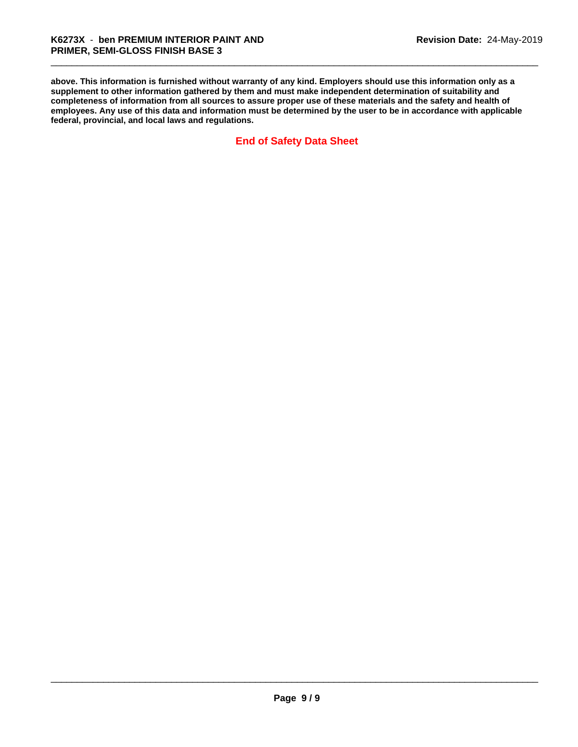**above. This information is furnished without warranty of any kind. Employers should use this information only as a supplement to other information gathered by them and must make independent determination of suitability and completeness of information from all sources to assure proper use of these materials and the safety and health of employees. Any use of this data and information must be determined by the user to be in accordance with applicable federal, provincial, and local laws and regulations.**

**End of Safety Data Sheet**